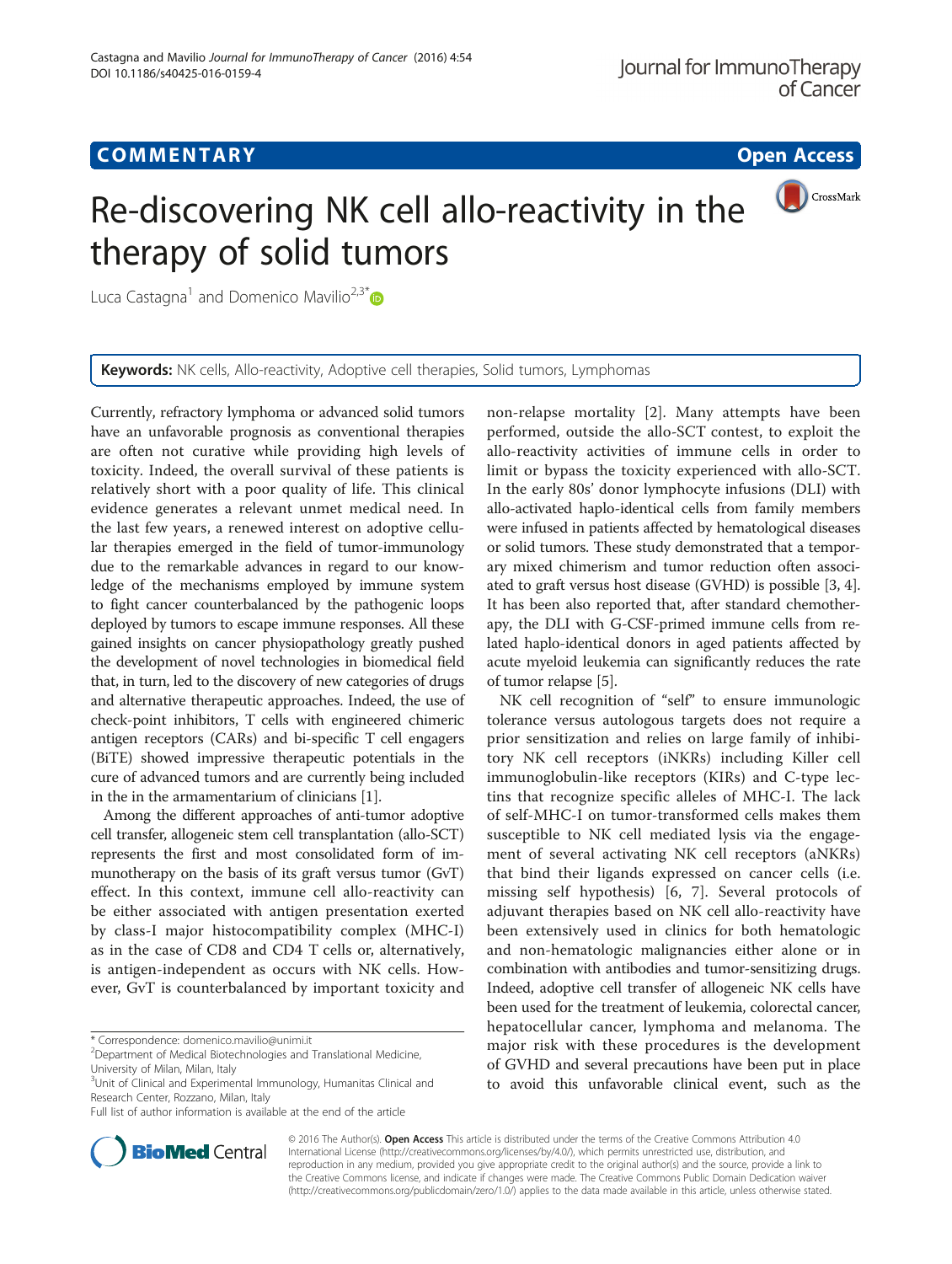## COMMENTARY

**Open Access**

# Re-discovering NK cell allo-reactivity in the therapy of solid tumors

Luca Castagna[1] and Domenico Mavilio[2,3*]

**Keywords:** NK cells, Allo-reactivity, Adoptive cell therapies, Solid tumors, Lymphomas

Currently, refractory lymphoma or advanced solid tumors have an unfavorable prognosis as conventional therapies are often not curative while providing high levels of toxicity. Indeed, the overall survival of these patients is relatively short with a poor quality of life. This clinical evidence generates a relevant unmet medical need. In the last few years, a renewed interest on adoptive cellular therapies emerged in the field of tumor-immunology due to the remarkable advances in regard to our knowledge of the mechanisms employed by immune system to fight cancer counterbalanced by the pathogenic loops deployed by tumors to escape immune responses. All these gained insights on cancer physiopathology greatly pushed the development of novel technologies in biomedical field that, in turn, led to the discovery of new categories of drugs and alternative therapeutic approaches. Indeed, the use of check-point inhibitors, T cells with engineered chimeric antigen receptors (CARs) and bi-specific T cell engagers (BiTE) showed impressive therapeutic potentials in the cure of advanced tumors and are currently being included in the in the armamentarium of clinicians [1].

Among the different approaches of anti-tumor adoptive cell transfer, allogeneic stem cell transplantation (allo-SCT) represents the first and most consolidated form of immunotherapy on the basis of its graft versus tumor (GvT) effect. In this context, immune cell allo-reactivity can be either associated with antigen presentation exerted by class-I major histocompatibility complex (MHC-I) as in the case of CD8 and CD4 T cells or, alternatively, is antigen-independent as occurs with NK cells. However, GvT is counterbalanced by important toxicity and non-relapse mortality [2]. Many attempts have been performed, outside the allo-SCT contest, to exploit the allo-reactivity activities of immune cells in order to limit or bypass the toxicity experienced with allo-SCT. In the early 80s' donor lymphocyte infusions (DLI) with allo-activated haplo-identical cells from family members were infused in patients affected by hematological diseases or solid tumors. These study demonstrated that a temporary mixed chimerism and tumor reduction often associated to graft versus host disease (GVHD) is possible [3, 4]. It has been also reported that, after standard chemotherapy, the DLI with G-CSF-primed immune cells from related haplo-identical donors in aged patients affected by acute myeloid leukemia can significantly reduces the rate of tumor relapse [5].

NK cell recognition of "self" to ensure immunologic tolerance versus autologous targets does not require a prior sensitization and relies on large family of inhibitory NK cell receptors (iNKRs) including Killer cell immunoglobulin-like receptors (KIRs) and C-type lectins that recognize specific alleles of MHC-I. The lack of self-MHC-I on tumor-transformed cells makes them susceptible to NK cell mediated lysis via the engagement of several activating NK cell receptors (aNKRs) that bind their ligands expressed on cancer cells (i.e. missing self hypothesis) [6, 7]. Several protocols of adjuvant therapies based on NK cell allo-reactivity have been extensively used in clinics for both hematologic and non-hematologic malignancies either alone or in combination with antibodies and tumor-sensitizing drugs. Indeed, adoptive cell transfer of allogeneic NK cells have been used for the treatment of leukemia, colorectal cancer, hepatocellular cancer, lymphoma and melanoma. The major risk with these procedures is the development of GVHD and several precautions have been put in place to avoid this unfavorable clinical event, such as the

\* Correspondence: domenico.mavilio@unimi.it
[2]Department of Medical Biotechnologies and Translational Medicine, University of Milan, Milan, Italy
[3]Unit of Clinical and Experimental Immunology, Humanitas Clinical and Research Center, Rozzano, Milan, Italy
Full list of author information is available at the end of the article

© 2016 The Author(s). **Open Access** This article is distributed under the terms of the Creative Commons Attribution 4.0 International License (http://creativecommons.org/licenses/by/4.0/), which permits unrestricted use, distribution, and reproduction in any medium, provided you give appropriate credit to the original author(s) and the source, provide a link to the Creative Commons license, and indicate if changes were made. The Creative Commons Public Domain Dedication waiver (http://creativecommons.org/publicdomain/zero/1.0/) applies to the data made available in this article, unless otherwise stated.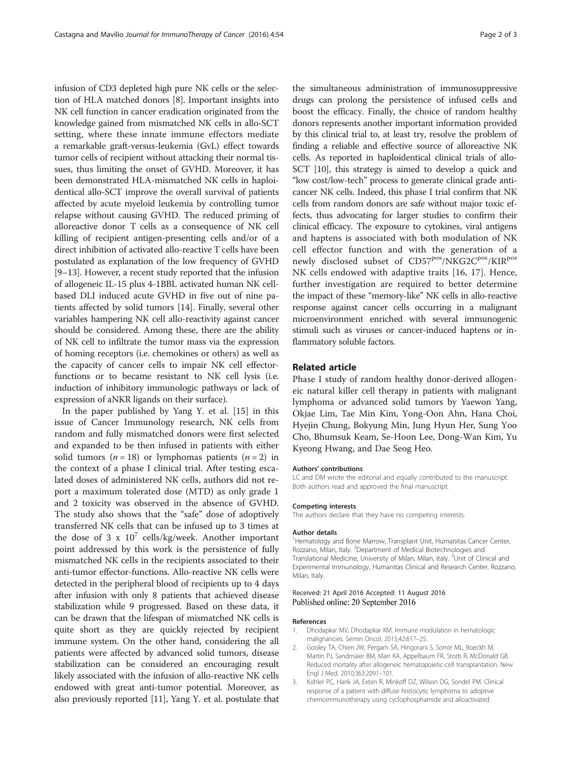infusion of CD3 depleted high pure NK cells or the selection of HLA matched donors [8]. Important insights into NK cell function in cancer eradication originated from the knowledge gained from mismatched NK cells in allo-SCT setting, where these innate immune effectors mediate a remarkable graft-versus-leukemia (GvL) effect towards tumor cells of recipient without attacking their normal tissues, thus limiting the onset of GVHD. Moreover, it has been demonstrated HLA-mismatched NK cells in haploidentical allo-SCT improve the overall survival of patients affected by acute myeloid leukemia by controlling tumor relapse without causing GVHD. The reduced priming of alloreactive donor T cells as a consequence of NK cell killing of recipient antigen-presenting cells and/or of a direct inhibition of activated allo-reactive T cells have been postulated as explanation of the low frequency of GVHD [9–13]. However, a recent study reported that the infusion of allogeneic IL-15 plus 4-1BBL activated human NK cell-based DLI induced acute GVHD in five out of nine patients affected by solid tumors [14]. Finally, several other variables hampering NK cell allo-reactivity against cancer should be considered. Among these, there are the ability of NK cell to infiltrate the tumor mass via the expression of homing receptors (i.e. chemokines or others) as well as the capacity of cancer cells to impair NK cell effector-functions or to became resistant to NK cell lysis (i.e. induction of inhibitory immunologic pathways or lack of expression of aNKR ligands on their surface).

In the paper published by Yang Y. et al. [15] in this issue of Cancer Immunology research, NK cells from random and fully mismatched donors were first selected and expanded to be then infused in patients with either solid tumors ($n = 18$) or lymphomas patients ($n = 2$) in the context of a phase I clinical trial. After testing escalated doses of administered NK cells, authors did not report a maximum tolerated dose (MTD) as only grade 1 and 2 toxicity was observed in the absence of GVHD. The study also shows that the "safe" dose of adoptively transferred NK cells that can be infused up to 3 times at the dose of $3 \times 10^7$ cells/kg/week. Another important point addressed by this work is the persistence of fully mismatched NK cells in the recipients associated to their anti-tumor effector-functions. Allo-reactive NK cells were detected in the peripheral blood of recipients up to 4 days after infusion with only 8 patients that achieved disease stabilization while 9 progressed. Based on these data, it can be drawn that the lifespan of mismatched NK cells is quite short as they are quickly rejected by recipient immune system. On the other hand, considering the all patients were affected by advanced solid tumors, disease stabilization can be considered an encouraging result likely associated with the infusion of allo-reactive NK cells endowed with great anti-tumor potential. Moreover, as also previously reported [11], Yang Y. et al. postulate that the simultaneous administration of immunosuppressive drugs can prolong the persistence of infused cells and boost the efficacy. Finally, the choice of random healthy donors represents another important information provided by this clinical trial to, at least try, resolve the problem of finding a reliable and effective source of alloreactive NK cells. As reported in haploidentical clinical trials of allo-SCT [10], this strategy is aimed to develop a quick and "low cost/low-tech" process to generate clinical grade anti-cancer NK cells. Indeed, this phase I trial confirm that NK cells from random donors are safe without major toxic effects, thus advocating for larger studies to confirm their clinical efficacy. The exposure to cytokines, viral antigens and haptens is associated with both modulation of NK cell effector function and with the generation of a newly disclosed subset of $CD57^{pos}/NKG2C^{pos}/KIR^{pos}$ NK cells endowed with adaptive traits [16, 17]. Hence, further investigation are required to better determine the impact of these "memory-like" NK cells in allo-reactive response against cancer cells occurring in a malignant microenvironment enriched with several immunogenic stimuli such as viruses or cancer-induced haptens or inflammatory soluble factors.

## Related article

Phase I study of random healthy donor-derived allogeneic natural killer cell therapy in patients with malignant lymphoma or advanced solid tumors by Yaewon Yang, Okjae Lim, Tae Min Kim, Yong-Oon Ahn, Hana Choi, Hyejin Chung, Bokyung Min, Jung Hyun Her, Sung Yoo Cho, Bhumsuk Keam, Se-Hoon Lee, Dong-Wan Kim, Yu Kyeong Hwang, and Dae Seog Heo.

#### Authors' contributions

LC and DM wrote the editorial and equally contributed to the manuscript. Both authors read and approved the final manuscript.

#### Competing interests

The authors declare that they have no competing interests.

#### Author details

[1]Hematology and Bone Marrow, Transplant Unit, Humanitas Cancer Center, Rozzano, Milan, Italy. [2]Department of Medical Biotechnologies and Translational Medicine, University of Milan, Milan, Italy. [3]Unit of Clinical and Experimental Immunology, Humanitas Clinical and Research Center, Rozzano, Milan, Italy.

Received: 21 April 2016 Accepted: 11 August 2016
Published online: 20 September 2016

#### References

1. Dhodapkar MV, Dhodapkar KM. Immune modulation in hematologic malignancies. Semin Oncol. 2015;42:617–25.
2. Gooley TA, Chien JW, Pergam SA, Hingorani S, Sorror ML, Boeckh M, Martin PJ, Sandmaier BM, Marr KA, Appelbaum FR, Storb R, McDonald GB. Reduced mortality after allogeneic hematopoietic-cell transplantation. New Engl J Med. 2010;363:2091–101.
3. Kohler PC, Hank JA, Exten R, Minkoff DZ, Wilson DG, Sondel PM. Clinical response of a patient with diffuse histiocytic lymphoma to adoptive chemoimmunotherapy using cyclophosphamide and alloactivated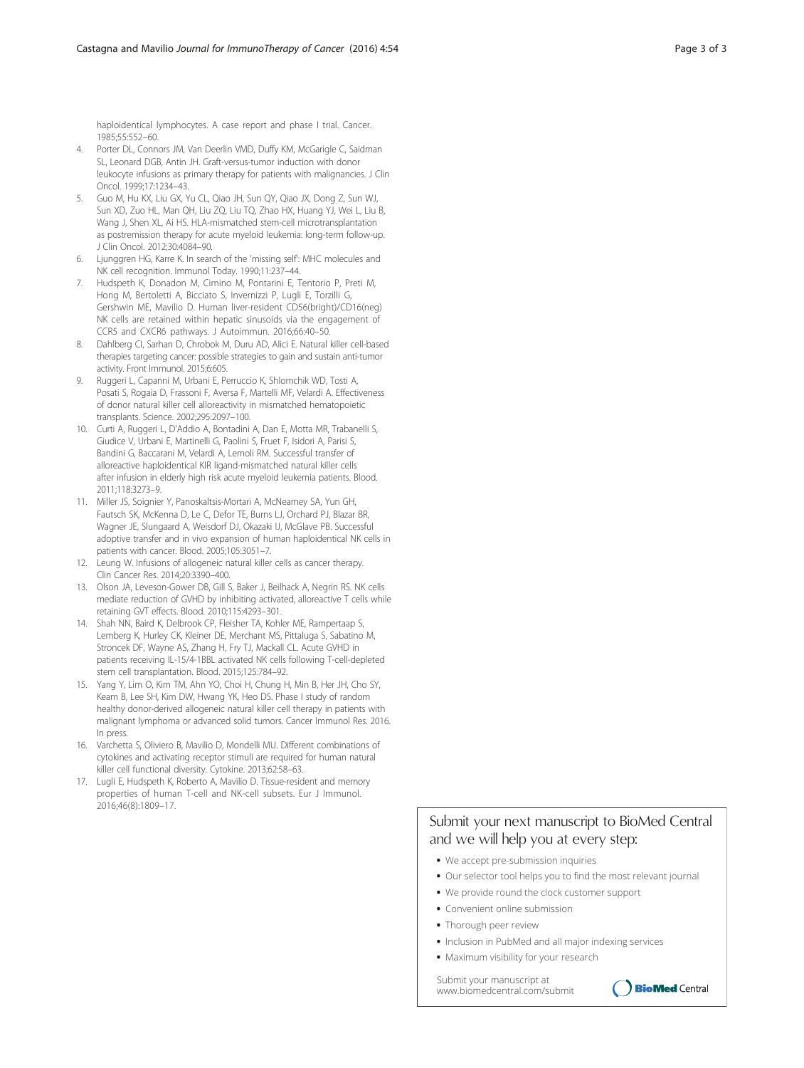haploidentical lymphocytes. A case report and phase I trial. Cancer. 1985;55:552–60.

4. Porter DL, Connors JM, Van Deerlin VMD, Duffy KM, McGarigle C, Saidman SL, Leonard DGB, Antin JH. Graft-versus-tumor induction with donor leukocyte infusions as primary therapy for patients with malignancies. J Clin Oncol. 1999;17:1234–43.
5. Guo M, Hu KX, Liu GX, Yu CL, Qiao JH, Sun QY, Qiao JX, Dong Z, Sun WJ, Sun XD, Zuo HL, Man QH, Liu ZQ, Liu TQ, Zhao HX, Huang YJ, Wei L, Liu B, Wang J, Shen XL, Ai HS. HLA-mismatched stem-cell microtransplantation as postremission therapy for acute myeloid leukemia: long-term follow-up. J Clin Oncol. 2012;30:4084–90.
6. Ljunggren HG, Karre K. In search of the 'missing self': MHC molecules and NK cell recognition. Immunol Today. 1990;11:237–44.
7. Hudspeth K, Donadon M, Cimino M, Pontarini E, Tentorio P, Preti M, Hong M, Bertoletti A, Bicciato S, Invernizzi P, Lugli E, Torzilli G, Gershwin ME, Mavilio D. Human liver-resident CD56(bright)/CD16(neg) NK cells are retained within hepatic sinusoids via the engagement of CCR5 and CXCR6 pathways. J Autoimmun. 2016;66:40–50.
8. Dahlberg CI, Sarhan D, Chrobok M, Duru AD, Alici E. Natural killer cell-based therapies targeting cancer: possible strategies to gain and sustain anti-tumor activity. Front Immunol. 2015;6:605.
9. Ruggeri L, Capanni M, Urbani E, Perruccio K, Shlomchik WD, Tosti A, Posati S, Rogaia D, Frassoni F, Aversa F, Martelli MF, Velardi A. Effectiveness of donor natural killer cell alloreactivity in mismatched hematopoietic transplants. Science. 2002;295:2097–100.
10. Curti A, Ruggeri L, D'Addio A, Bontadini A, Dan E, Motta MR, Trabanelli S, Giudice V, Urbani E, Martinelli G, Paolini S, Fruet F, Isidori A, Parisi S, Bandini G, Baccarani M, Velardi A, Lemoli RM. Successful transfer of alloreactive haploidentical KIR ligand-mismatched natural killer cells after infusion in elderly high risk acute myeloid leukemia patients. Blood. 2011;118:3273–9.
11. Miller JS, Soignier Y, Panoskaltsis-Mortari A, McNearney SA, Yun GH, Fautsch SK, McKenna D, Le C, Defor TE, Burns LJ, Orchard PJ, Blazar BR, Wagner JE, Slungaard A, Weisdorf DJ, Okazaki IJ, McGlave PB. Successful adoptive transfer and in vivo expansion of human haploidentical NK cells in patients with cancer. Blood. 2005;105:3051–7.
12. Leung W. Infusions of allogeneic natural killer cells as cancer therapy. Clin Cancer Res. 2014;20:3390–400.
13. Olson JA, Leveson-Gower DB, Gill S, Baker J, Beilhack A, Negrin RS. NK cells mediate reduction of GVHD by inhibiting activated, alloreactive T cells while retaining GVT effects. Blood. 2010;115:4293–301.
14. Shah NN, Baird K, Delbrook CP, Fleisher TA, Kohler ME, Rampertaap S, Lemberg K, Hurley CK, Kleiner DE, Merchant MS, Pittaluga S, Sabatino M, Stroncek DF, Wayne AS, Zhang H, Fry TJ, Mackall CL. Acute GVHD in patients receiving IL-15/4-1BBL activated NK cells following T-cell-depleted stem cell transplantation. Blood. 2015;125:784–92.
15. Yang Y, Lim O, Kim TM, Ahn YO, Choi H, Chung H, Min B, Her JH, Cho SY, Keam B, Lee SH, Kim DW, Hwang YK, Heo DS. Phase I study of random healthy donor-derived allogeneic natural killer cell therapy in patients with malignant lymphoma or advanced solid tumors. Cancer Immunol Res. 2016. In press.
16. Varchetta S, Oliviero B, Mavilio D, Mondelli MU. Different combinations of cytokines and activating receptor stimuli are required for human natural killer cell functional diversity. Cytokine. 2013;62:58–63.
17. Lugli E, Hudspeth K, Roberto A, Mavilio D. Tissue-resident and memory properties of human T-cell and NK-cell subsets. Eur J Immunol. 2016;46(8):1809–17.

Submit your next manuscript to BioMed Central and we will help you at every step:

- We accept pre-submission inquiries
- Our selector tool helps you to find the most relevant journal
- We provide round the clock customer support
- Convenient online submission
- Thorough peer review
- Inclusion in PubMed and all major indexing services
- Maximum visibility for your research

Submit your manuscript at
www.biomedcentral.com/submit

BioMed Central